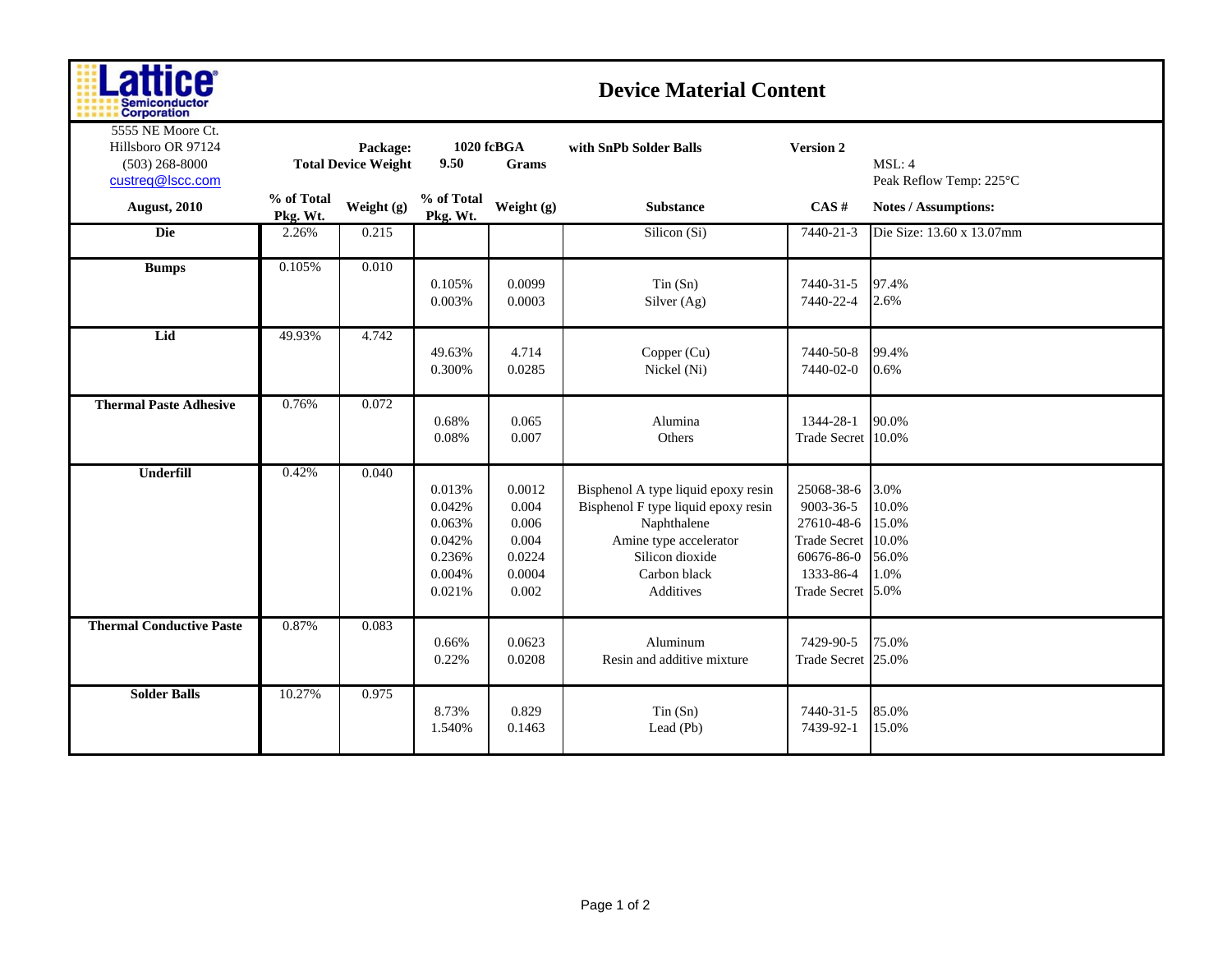# Device Material Content

Lattice Semiconductor Corporation
5555 NE Moore Ct.
Hillsboro OR 97124
(503) 268-8000
custreq@lscc.com

**Package:** **1020 fcBGA** **with SnPb Solder Balls** **Version 2**

**Total Device Weight** **9.50** **Grams**

MSL: 4
Peak Reflow Temp: 225°C

| August, 2010 | % of Total Pkg. Wt. | Weight (g) | % of Total Pkg. Wt. | Weight (g) | Substance | CAS # | Notes / Assumptions: |
|---|---|---|---|---|---|---|---|
| **Die** | 2.26% | 0.215 | | | Silicon (Si) | 7440-21-3 | Die Size: 13.60 x 13.07mm |
| **Bumps** | 0.105% | 0.010 | | | | | |
| | | | 0.105% | 0.0099 | Tin (Sn) | 7440-31-5 | 97.4% |
| | | | 0.003% | 0.0003 | Silver (Ag) | 7440-22-4 | 2.6% |
| **Lid** | 49.93% | 4.742 | | | | | |
| | | | 49.63% | 4.714 | Copper (Cu) | 7440-50-8 | 99.4% |
| | | | 0.300% | 0.0285 | Nickel (Ni) | 7440-02-0 | 0.6% |
| **Thermal Paste Adhesive** | 0.76% | 0.072 | | | | | |
| | | | 0.68% | 0.065 | Alumina | 1344-28-1 | 90.0% |
| | | | 0.08% | 0.007 | Others | Trade Secret | 10.0% |
| **Underfill** | 0.42% | 0.040 | | | | | |
| | | | 0.013% | 0.0012 | Bisphenol A type liquid epoxy resin | 25068-38-6 | 3.0% |
| | | | 0.042% | 0.004 | Bisphenol F type liquid epoxy resin | 9003-36-5 | 10.0% |
| | | | 0.063% | 0.006 | Naphthalene | 27610-48-6 | 15.0% |
| | | | 0.042% | 0.004 | Amine type accelerator | Trade Secret | 10.0% |
| | | | 0.236% | 0.0224 | Silicon dioxide | 60676-86-0 | 56.0% |
| | | | 0.004% | 0.0004 | Carbon black | 1333-86-4 | 1.0% |
| | | | 0.021% | 0.002 | Additives | Trade Secret | 5.0% |
| **Thermal Conductive Paste** | 0.87% | 0.083 | | | | | |
| | | | 0.66% | 0.0623 | Aluminum | 7429-90-5 | 75.0% |
| | | | 0.22% | 0.0208 | Resin and additive mixture | Trade Secret | 25.0% |
| **Solder Balls** | 10.27% | 0.975 | | | | | |
| | | | 8.73% | 0.829 | Tin (Sn) | 7440-31-5 | 85.0% |
| | | | 1.540% | 0.1463 | Lead (Pb) | 7439-92-1 | 15.0% |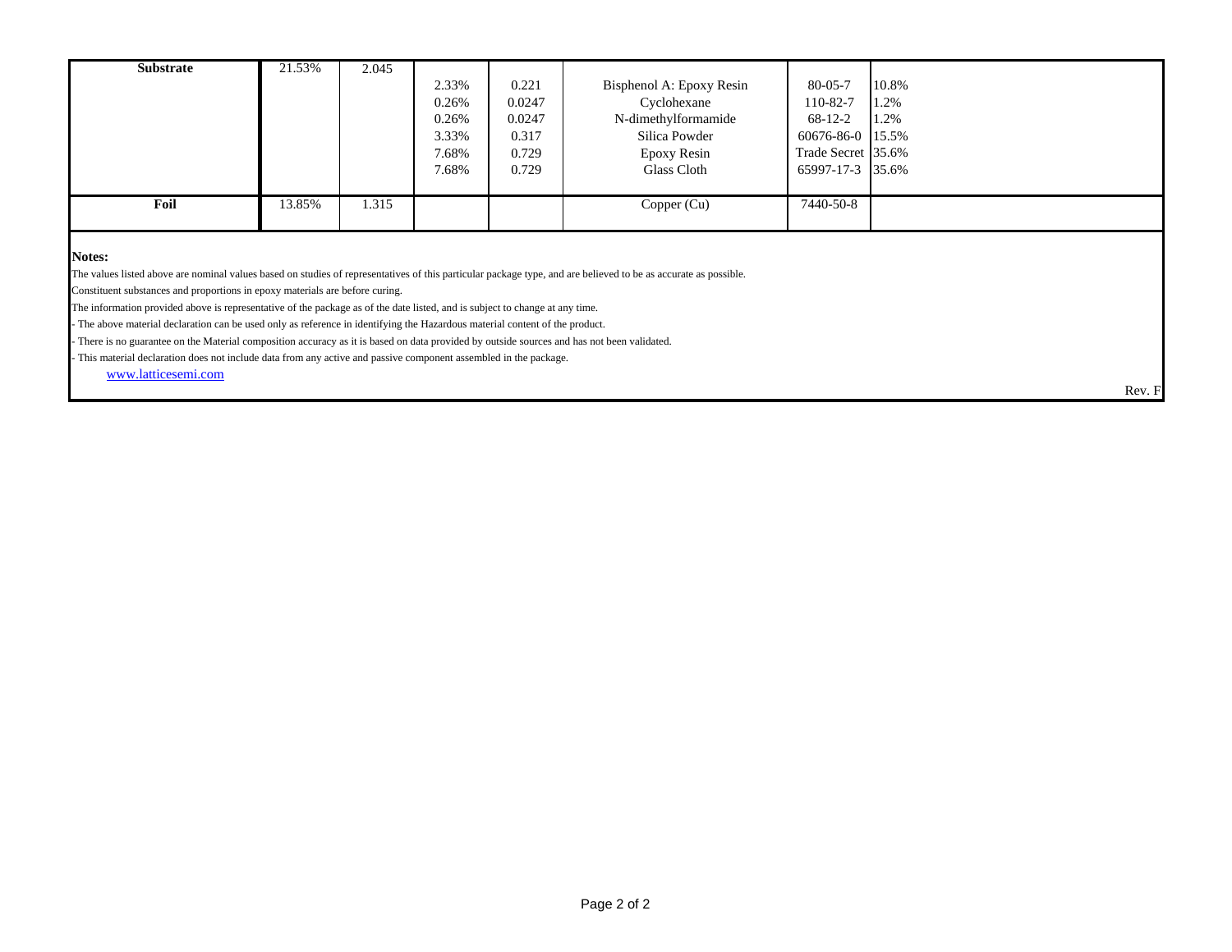| | | | | | | | |
|---|---|---|---|---|---|---|---|
| **Substrate** | 21.53% | 2.045 | 2.33% | 0.221 | Bisphenol A: Epoxy Resin | 80-05-7 | 10.8% |
| | | | 0.26% | 0.0247 | Cyclohexane | 110-82-7 | 1.2% |
| | | | 0.26% | 0.0247 | N-dimethylformamide | 68-12-2 | 1.2% |
| | | | 3.33% | 0.317 | Silica Powder | 60676-86-0 | 15.5% |
| | | | 7.68% | 0.729 | Epoxy Resin | Trade Secret | 35.6% |
| | | | 7.68% | 0.729 | Glass Cloth | 65997-17-3 | 35.6% |
| **Foil** | 13.85% | 1.315 | | | Copper (Cu) | 7440-50-8 | |

**Notes:**

The values listed above are nominal values based on studies of representatives of this particular package type, and are believed to be as accurate as possible.

Constituent substances and proportions in epoxy materials are before curing.

The information provided above is representative of the package as of the date listed, and is subject to change at any time.

- The above material declaration can be used only as reference in identifying the Hazardous material content of the product.
- There is no guarantee on the Material composition accuracy as it is based on data provided by outside sources and has not been validated.
- This material declaration does not include data from any active and passive component assembled in the package.

www.latticesemi.com

Rev. F